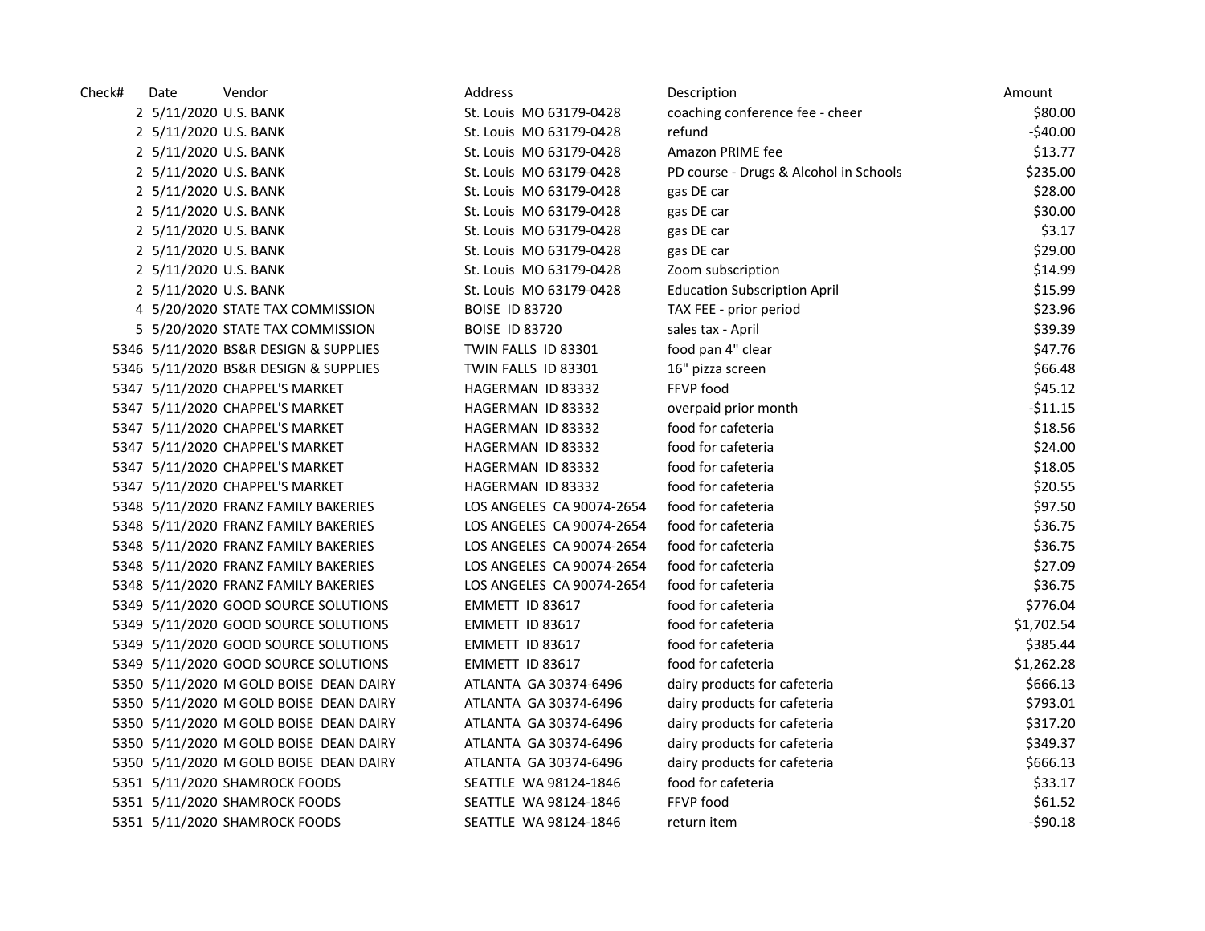| Check# | Date | Vendor | Address | Description | Amount |
|---|---|---|---|---|---|
| 2 | 5/11/2020 | U.S. BANK | St. Louis MO 63179-0428 | coaching conference fee - cheer | $80.00 |
| 2 | 5/11/2020 | U.S. BANK | St. Louis MO 63179-0428 | refund | -$40.00 |
| 2 | 5/11/2020 | U.S. BANK | St. Louis MO 63179-0428 | Amazon PRIME fee | $13.77 |
| 2 | 5/11/2020 | U.S. BANK | St. Louis MO 63179-0428 | PD course - Drugs & Alcohol in Schools | $235.00 |
| 2 | 5/11/2020 | U.S. BANK | St. Louis MO 63179-0428 | gas DE car | $28.00 |
| 2 | 5/11/2020 | U.S. BANK | St. Louis MO 63179-0428 | gas DE car | $30.00 |
| 2 | 5/11/2020 | U.S. BANK | St. Louis MO 63179-0428 | gas DE car | $3.17 |
| 2 | 5/11/2020 | U.S. BANK | St. Louis MO 63179-0428 | gas DE car | $29.00 |
| 2 | 5/11/2020 | U.S. BANK | St. Louis MO 63179-0428 | Zoom subscription | $14.99 |
| 2 | 5/11/2020 | U.S. BANK | St. Louis MO 63179-0428 | Education Subscription April | $15.99 |
| 4 | 5/20/2020 | STATE TAX COMMISSION | BOISE ID 83720 | TAX FEE - prior period | $23.96 |
| 5 | 5/20/2020 | STATE TAX COMMISSION | BOISE ID 83720 | sales tax - April | $39.39 |
| 5346 | 5/11/2020 | BS&R DESIGN & SUPPLIES | TWIN FALLS ID 83301 | food pan 4" clear | $47.76 |
| 5346 | 5/11/2020 | BS&R DESIGN & SUPPLIES | TWIN FALLS ID 83301 | 16" pizza screen | $66.48 |
| 5347 | 5/11/2020 | CHAPPEL'S MARKET | HAGERMAN ID 83332 | FFVP food | $45.12 |
| 5347 | 5/11/2020 | CHAPPEL'S MARKET | HAGERMAN ID 83332 | overpaid prior month | -$11.15 |
| 5347 | 5/11/2020 | CHAPPEL'S MARKET | HAGERMAN ID 83332 | food for cafeteria | $18.56 |
| 5347 | 5/11/2020 | CHAPPEL'S MARKET | HAGERMAN ID 83332 | food for cafeteria | $24.00 |
| 5347 | 5/11/2020 | CHAPPEL'S MARKET | HAGERMAN ID 83332 | food for cafeteria | $18.05 |
| 5347 | 5/11/2020 | CHAPPEL'S MARKET | HAGERMAN ID 83332 | food for cafeteria | $20.55 |
| 5348 | 5/11/2020 | FRANZ FAMILY BAKERIES | LOS ANGELES CA 90074-2654 | food for cafeteria | $97.50 |
| 5348 | 5/11/2020 | FRANZ FAMILY BAKERIES | LOS ANGELES CA 90074-2654 | food for cafeteria | $36.75 |
| 5348 | 5/11/2020 | FRANZ FAMILY BAKERIES | LOS ANGELES CA 90074-2654 | food for cafeteria | $36.75 |
| 5348 | 5/11/2020 | FRANZ FAMILY BAKERIES | LOS ANGELES CA 90074-2654 | food for cafeteria | $27.09 |
| 5348 | 5/11/2020 | FRANZ FAMILY BAKERIES | LOS ANGELES CA 90074-2654 | food for cafeteria | $36.75 |
| 5349 | 5/11/2020 | GOOD SOURCE SOLUTIONS | EMMETT ID 83617 | food for cafeteria | $776.04 |
| 5349 | 5/11/2020 | GOOD SOURCE SOLUTIONS | EMMETT ID 83617 | food for cafeteria | $1,702.54 |
| 5349 | 5/11/2020 | GOOD SOURCE SOLUTIONS | EMMETT ID 83617 | food for cafeteria | $385.44 |
| 5349 | 5/11/2020 | GOOD SOURCE SOLUTIONS | EMMETT ID 83617 | food for cafeteria | $1,262.28 |
| 5350 | 5/11/2020 | M GOLD BOISE DEAN DAIRY | ATLANTA GA 30374-6496 | dairy products for cafeteria | $666.13 |
| 5350 | 5/11/2020 | M GOLD BOISE DEAN DAIRY | ATLANTA GA 30374-6496 | dairy products for cafeteria | $793.01 |
| 5350 | 5/11/2020 | M GOLD BOISE DEAN DAIRY | ATLANTA GA 30374-6496 | dairy products for cafeteria | $317.20 |
| 5350 | 5/11/2020 | M GOLD BOISE DEAN DAIRY | ATLANTA GA 30374-6496 | dairy products for cafeteria | $349.37 |
| 5350 | 5/11/2020 | M GOLD BOISE DEAN DAIRY | ATLANTA GA 30374-6496 | dairy products for cafeteria | $666.13 |
| 5351 | 5/11/2020 | SHAMROCK FOODS | SEATTLE WA 98124-1846 | food for cafeteria | $33.17 |
| 5351 | 5/11/2020 | SHAMROCK FOODS | SEATTLE WA 98124-1846 | FFVP food | $61.52 |
| 5351 | 5/11/2020 | SHAMROCK FOODS | SEATTLE WA 98124-1846 | return item | -$90.18 |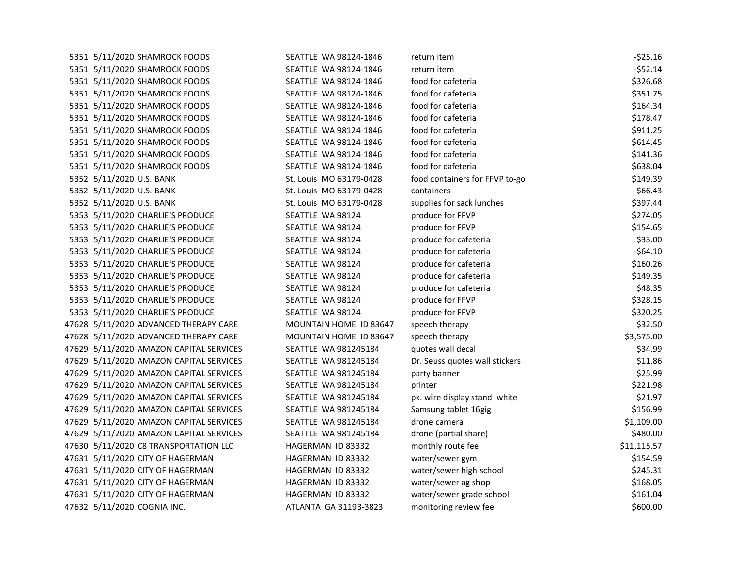| | | | | | |
|---|---|---|---|---|---|
| 5351 | 5/11/2020 | SHAMROCK FOODS | SEATTLE WA 98124-1846 | return item | -$25.16 |
| 5351 | 5/11/2020 | SHAMROCK FOODS | SEATTLE WA 98124-1846 | return item | -$52.14 |
| 5351 | 5/11/2020 | SHAMROCK FOODS | SEATTLE WA 98124-1846 | food for cafeteria | $326.68 |
| 5351 | 5/11/2020 | SHAMROCK FOODS | SEATTLE WA 98124-1846 | food for cafeteria | $351.75 |
| 5351 | 5/11/2020 | SHAMROCK FOODS | SEATTLE WA 98124-1846 | food for cafeteria | $164.34 |
| 5351 | 5/11/2020 | SHAMROCK FOODS | SEATTLE WA 98124-1846 | food for cafeteria | $178.47 |
| 5351 | 5/11/2020 | SHAMROCK FOODS | SEATTLE WA 98124-1846 | food for cafeteria | $911.25 |
| 5351 | 5/11/2020 | SHAMROCK FOODS | SEATTLE WA 98124-1846 | food for cafeteria | $614.45 |
| 5351 | 5/11/2020 | SHAMROCK FOODS | SEATTLE WA 98124-1846 | food for cafeteria | $141.36 |
| 5351 | 5/11/2020 | SHAMROCK FOODS | SEATTLE WA 98124-1846 | food for cafeteria | $638.04 |
| 5352 | 5/11/2020 | U.S. BANK | St. Louis MO 63179-0428 | food containers for FFVP to-go | $149.39 |
| 5352 | 5/11/2020 | U.S. BANK | St. Louis MO 63179-0428 | containers | $66.43 |
| 5352 | 5/11/2020 | U.S. BANK | St. Louis MO 63179-0428 | supplies for sack lunches | $397.44 |
| 5353 | 5/11/2020 | CHARLIE'S PRODUCE | SEATTLE WA 98124 | produce for FFVP | $274.05 |
| 5353 | 5/11/2020 | CHARLIE'S PRODUCE | SEATTLE WA 98124 | produce for FFVP | $154.65 |
| 5353 | 5/11/2020 | CHARLIE'S PRODUCE | SEATTLE WA 98124 | produce for cafeteria | $33.00 |
| 5353 | 5/11/2020 | CHARLIE'S PRODUCE | SEATTLE WA 98124 | produce for cafeteria | -$64.10 |
| 5353 | 5/11/2020 | CHARLIE'S PRODUCE | SEATTLE WA 98124 | produce for cafeteria | $160.26 |
| 5353 | 5/11/2020 | CHARLIE'S PRODUCE | SEATTLE WA 98124 | produce for cafeteria | $149.35 |
| 5353 | 5/11/2020 | CHARLIE'S PRODUCE | SEATTLE WA 98124 | produce for cafeteria | $48.35 |
| 5353 | 5/11/2020 | CHARLIE'S PRODUCE | SEATTLE WA 98124 | produce for FFVP | $328.15 |
| 5353 | 5/11/2020 | CHARLIE'S PRODUCE | SEATTLE WA 98124 | produce for FFVP | $320.25 |
| 47628 | 5/11/2020 | ADVANCED THERAPY CARE | MOUNTAIN HOME ID 83647 | speech therapy | $32.50 |
| 47628 | 5/11/2020 | ADVANCED THERAPY CARE | MOUNTAIN HOME ID 83647 | speech therapy | $3,575.00 |
| 47629 | 5/11/2020 | AMAZON CAPITAL SERVICES | SEATTLE WA 981245184 | quotes wall decal | $34.99 |
| 47629 | 5/11/2020 | AMAZON CAPITAL SERVICES | SEATTLE WA 981245184 | Dr. Seuss quotes wall stickers | $11.86 |
| 47629 | 5/11/2020 | AMAZON CAPITAL SERVICES | SEATTLE WA 981245184 | party banner | $25.99 |
| 47629 | 5/11/2020 | AMAZON CAPITAL SERVICES | SEATTLE WA 981245184 | printer | $221.98 |
| 47629 | 5/11/2020 | AMAZON CAPITAL SERVICES | SEATTLE WA 981245184 | pk. wire display stand white | $21.97 |
| 47629 | 5/11/2020 | AMAZON CAPITAL SERVICES | SEATTLE WA 981245184 | Samsung tablet 16gig | $156.99 |
| 47629 | 5/11/2020 | AMAZON CAPITAL SERVICES | SEATTLE WA 981245184 | drone camera | $1,109.00 |
| 47629 | 5/11/2020 | AMAZON CAPITAL SERVICES | SEATTLE WA 981245184 | drone (partial share) | $480.00 |
| 47630 | 5/11/2020 | C8 TRANSPORTATION LLC | HAGERMAN ID 83332 | monthly route fee | $11,115.57 |
| 47631 | 5/11/2020 | CITY OF HAGERMAN | HAGERMAN ID 83332 | water/sewer gym | $154.59 |
| 47631 | 5/11/2020 | CITY OF HAGERMAN | HAGERMAN ID 83332 | water/sewer high school | $245.31 |
| 47631 | 5/11/2020 | CITY OF HAGERMAN | HAGERMAN ID 83332 | water/sewer ag shop | $168.05 |
| 47631 | 5/11/2020 | CITY OF HAGERMAN | HAGERMAN ID 83332 | water/sewer grade school | $161.04 |
| 47632 | 5/11/2020 | COGNIA INC. | ATLANTA GA 31193-3823 | monitoring review fee | $600.00 |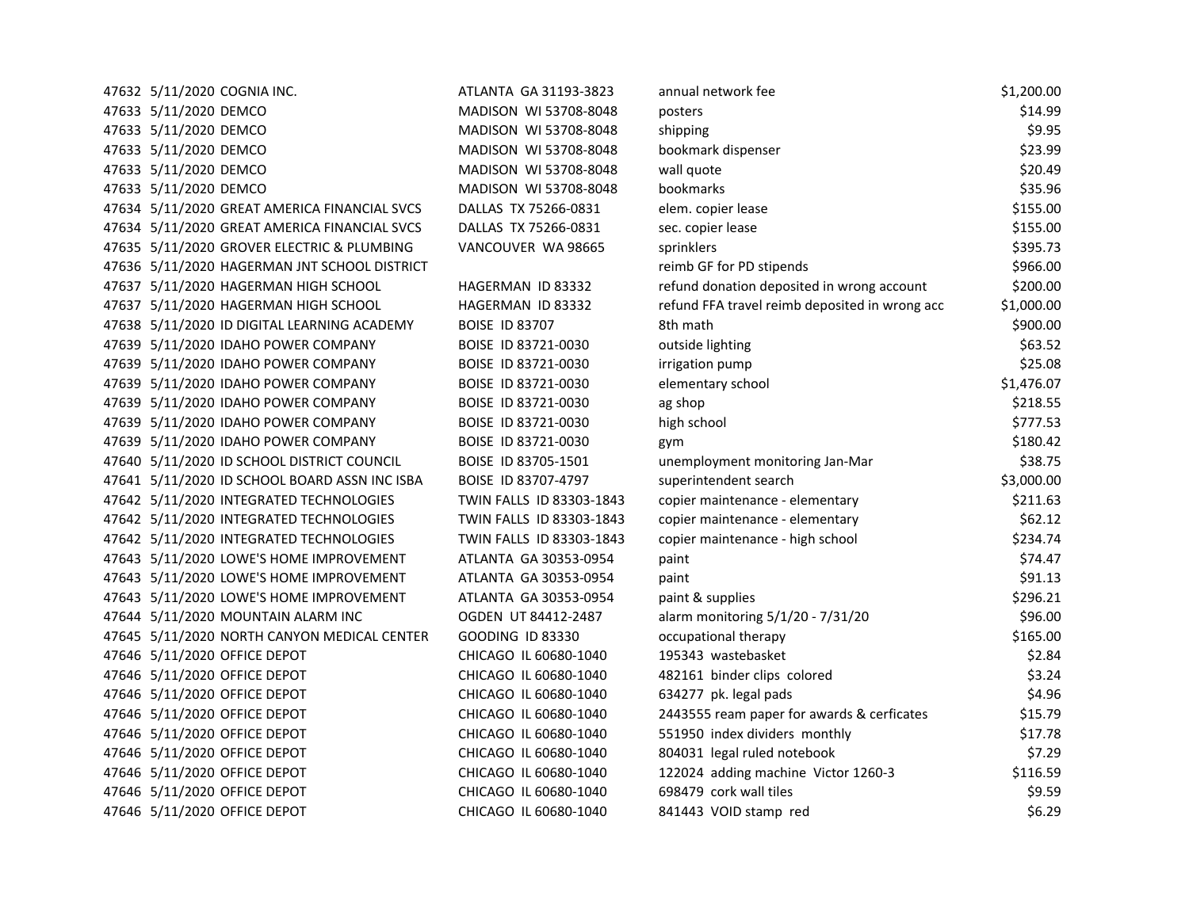| | | | | | |
|---|---|---|---|---|---|
| 47632 | 5/11/2020 | COGNIA INC. | ATLANTA GA 31193-3823 | annual network fee | $1,200.00 |
| 47633 | 5/11/2020 | DEMCO | MADISON WI 53708-8048 | posters | $14.99 |
| 47633 | 5/11/2020 | DEMCO | MADISON WI 53708-8048 | shipping | $9.95 |
| 47633 | 5/11/2020 | DEMCO | MADISON WI 53708-8048 | bookmark dispenser | $23.99 |
| 47633 | 5/11/2020 | DEMCO | MADISON WI 53708-8048 | wall quote | $20.49 |
| 47633 | 5/11/2020 | DEMCO | MADISON WI 53708-8048 | bookmarks | $35.96 |
| 47634 | 5/11/2020 | GREAT AMERICA FINANCIAL SVCS | DALLAS TX 75266-0831 | elem. copier lease | $155.00 |
| 47634 | 5/11/2020 | GREAT AMERICA FINANCIAL SVCS | DALLAS TX 75266-0831 | sec. copier lease | $155.00 |
| 47635 | 5/11/2020 | GROVER ELECTRIC & PLUMBING | VANCOUVER WA 98665 | sprinklers | $395.73 |
| 47636 | 5/11/2020 | HAGERMAN JNT SCHOOL DISTRICT | | reimb GF for PD stipends | $966.00 |
| 47637 | 5/11/2020 | HAGERMAN HIGH SCHOOL | HAGERMAN ID 83332 | refund donation deposited in wrong account | $200.00 |
| 47637 | 5/11/2020 | HAGERMAN HIGH SCHOOL | HAGERMAN ID 83332 | refund FFA travel reimb deposited in wrong acc | $1,000.00 |
| 47638 | 5/11/2020 | ID DIGITAL LEARNING ACADEMY | BOISE ID 83707 | 8th math | $900.00 |
| 47639 | 5/11/2020 | IDAHO POWER COMPANY | BOISE ID 83721-0030 | outside lighting | $63.52 |
| 47639 | 5/11/2020 | IDAHO POWER COMPANY | BOISE ID 83721-0030 | irrigation pump | $25.08 |
| 47639 | 5/11/2020 | IDAHO POWER COMPANY | BOISE ID 83721-0030 | elementary school | $1,476.07 |
| 47639 | 5/11/2020 | IDAHO POWER COMPANY | BOISE ID 83721-0030 | ag shop | $218.55 |
| 47639 | 5/11/2020 | IDAHO POWER COMPANY | BOISE ID 83721-0030 | high school | $777.53 |
| 47639 | 5/11/2020 | IDAHO POWER COMPANY | BOISE ID 83721-0030 | gym | $180.42 |
| 47640 | 5/11/2020 | ID SCHOOL DISTRICT COUNCIL | BOISE ID 83705-1501 | unemployment monitoring Jan-Mar | $38.75 |
| 47641 | 5/11/2020 | ID SCHOOL BOARD ASSN INC ISBA | BOISE ID 83707-4797 | superintendent search | $3,000.00 |
| 47642 | 5/11/2020 | INTEGRATED TECHNOLOGIES | TWIN FALLS ID 83303-1843 | copier maintenance - elementary | $211.63 |
| 47642 | 5/11/2020 | INTEGRATED TECHNOLOGIES | TWIN FALLS ID 83303-1843 | copier maintenance - elementary | $62.12 |
| 47642 | 5/11/2020 | INTEGRATED TECHNOLOGIES | TWIN FALLS ID 83303-1843 | copier maintenance - high school | $234.74 |
| 47643 | 5/11/2020 | LOWE'S HOME IMPROVEMENT | ATLANTA GA 30353-0954 | paint | $74.47 |
| 47643 | 5/11/2020 | LOWE'S HOME IMPROVEMENT | ATLANTA GA 30353-0954 | paint | $91.13 |
| 47643 | 5/11/2020 | LOWE'S HOME IMPROVEMENT | ATLANTA GA 30353-0954 | paint & supplies | $296.21 |
| 47644 | 5/11/2020 | MOUNTAIN ALARM INC | OGDEN UT 84412-2487 | alarm monitoring 5/1/20 - 7/31/20 | $96.00 |
| 47645 | 5/11/2020 | NORTH CANYON MEDICAL CENTER | GOODING ID 83330 | occupational therapy | $165.00 |
| 47646 | 5/11/2020 | OFFICE DEPOT | CHICAGO IL 60680-1040 | 195343 wastebasket | $2.84 |
| 47646 | 5/11/2020 | OFFICE DEPOT | CHICAGO IL 60680-1040 | 482161 binder clips colored | $3.24 |
| 47646 | 5/11/2020 | OFFICE DEPOT | CHICAGO IL 60680-1040 | 634277 pk. legal pads | $4.96 |
| 47646 | 5/11/2020 | OFFICE DEPOT | CHICAGO IL 60680-1040 | 2443555 ream paper for awards & cerficates | $15.79 |
| 47646 | 5/11/2020 | OFFICE DEPOT | CHICAGO IL 60680-1040 | 551950 index dividers monthly | $17.78 |
| 47646 | 5/11/2020 | OFFICE DEPOT | CHICAGO IL 60680-1040 | 804031 legal ruled notebook | $7.29 |
| 47646 | 5/11/2020 | OFFICE DEPOT | CHICAGO IL 60680-1040 | 122024 adding machine Victor 1260-3 | $116.59 |
| 47646 | 5/11/2020 | OFFICE DEPOT | CHICAGO IL 60680-1040 | 698479 cork wall tiles | $9.59 |
| 47646 | 5/11/2020 | OFFICE DEPOT | CHICAGO IL 60680-1040 | 841443 VOID stamp red | $6.29 |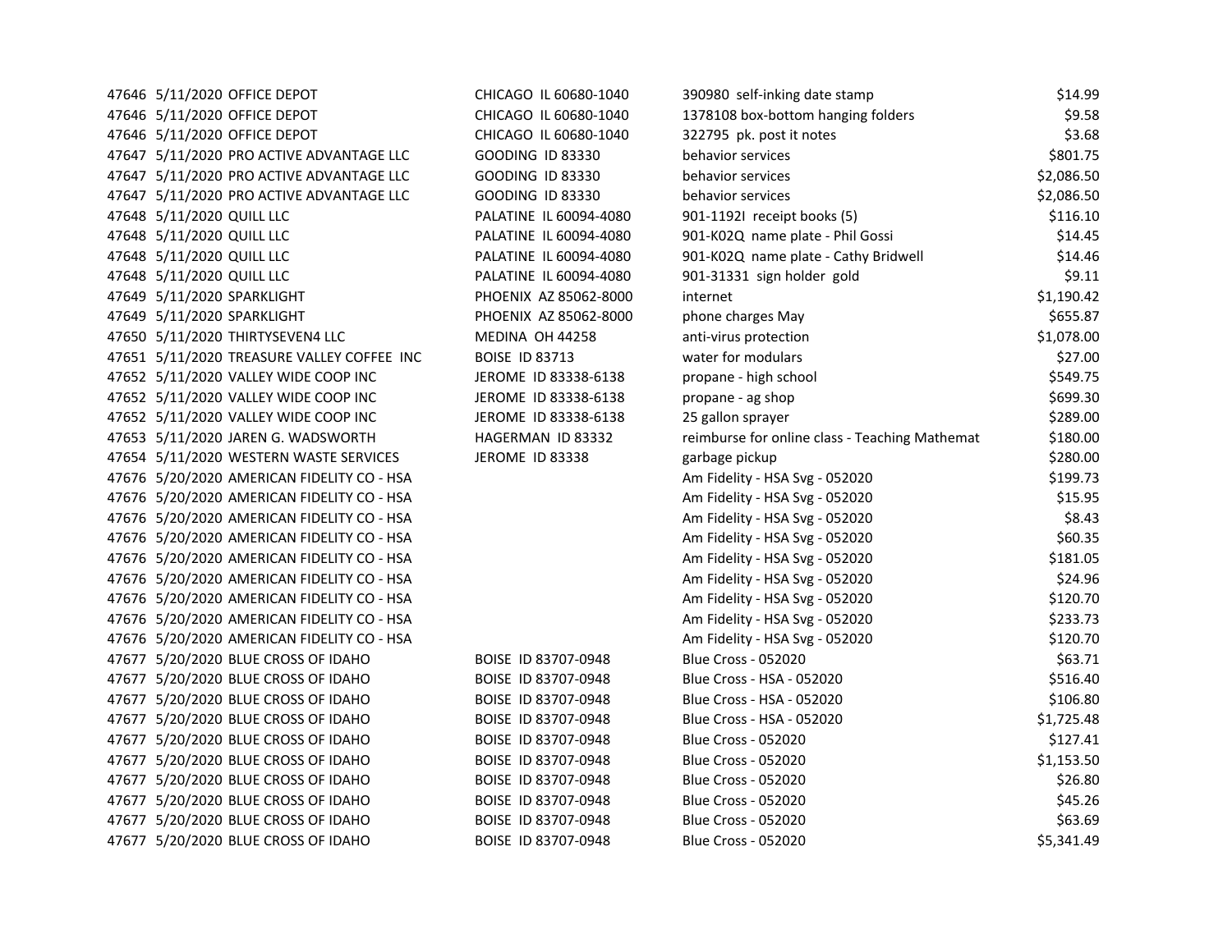| | | | | | |
|---|---|---|---|---|---|
| 47646 | 5/11/2020 | OFFICE DEPOT | CHICAGO IL 60680-1040 | 390980 self-inking date stamp | $14.99 |
| 47646 | 5/11/2020 | OFFICE DEPOT | CHICAGO IL 60680-1040 | 1378108 box-bottom hanging folders | $9.58 |
| 47646 | 5/11/2020 | OFFICE DEPOT | CHICAGO IL 60680-1040 | 322795 pk. post it notes | $3.68 |
| 47647 | 5/11/2020 | PRO ACTIVE ADVANTAGE LLC | GOODING ID 83330 | behavior services | $801.75 |
| 47647 | 5/11/2020 | PRO ACTIVE ADVANTAGE LLC | GOODING ID 83330 | behavior services | $2,086.50 |
| 47647 | 5/11/2020 | PRO ACTIVE ADVANTAGE LLC | GOODING ID 83330 | behavior services | $2,086.50 |
| 47648 | 5/11/2020 | QUILL LLC | PALATINE IL 60094-4080 | 901-1192I receipt books (5) | $116.10 |
| 47648 | 5/11/2020 | QUILL LLC | PALATINE IL 60094-4080 | 901-K02Q name plate - Phil Gossi | $14.45 |
| 47648 | 5/11/2020 | QUILL LLC | PALATINE IL 60094-4080 | 901-K02Q name plate - Cathy Bridwell | $14.46 |
| 47648 | 5/11/2020 | QUILL LLC | PALATINE IL 60094-4080 | 901-31331 sign holder gold | $9.11 |
| 47649 | 5/11/2020 | SPARKLIGHT | PHOENIX AZ 85062-8000 | internet | $1,190.42 |
| 47649 | 5/11/2020 | SPARKLIGHT | PHOENIX AZ 85062-8000 | phone charges May | $655.87 |
| 47650 | 5/11/2020 | THIRTYSEVEN4 LLC | MEDINA OH 44258 | anti-virus protection | $1,078.00 |
| 47651 | 5/11/2020 | TREASURE VALLEY COFFEE INC | BOISE ID 83713 | water for modulars | $27.00 |
| 47652 | 5/11/2020 | VALLEY WIDE COOP INC | JEROME ID 83338-6138 | propane - high school | $549.75 |
| 47652 | 5/11/2020 | VALLEY WIDE COOP INC | JEROME ID 83338-6138 | propane - ag shop | $699.30 |
| 47652 | 5/11/2020 | VALLEY WIDE COOP INC | JEROME ID 83338-6138 | 25 gallon sprayer | $289.00 |
| 47653 | 5/11/2020 | JAREN G. WADSWORTH | HAGERMAN ID 83332 | reimburse for online class - Teaching Mathemat | $180.00 |
| 47654 | 5/11/2020 | WESTERN WASTE SERVICES | JEROME ID 83338 | garbage pickup | $280.00 |
| 47676 | 5/20/2020 | AMERICAN FIDELITY CO - HSA | | Am Fidelity - HSA Svg - 052020 | $199.73 |
| 47676 | 5/20/2020 | AMERICAN FIDELITY CO - HSA | | Am Fidelity - HSA Svg - 052020 | $15.95 |
| 47676 | 5/20/2020 | AMERICAN FIDELITY CO - HSA | | Am Fidelity - HSA Svg - 052020 | $8.43 |
| 47676 | 5/20/2020 | AMERICAN FIDELITY CO - HSA | | Am Fidelity - HSA Svg - 052020 | $60.35 |
| 47676 | 5/20/2020 | AMERICAN FIDELITY CO - HSA | | Am Fidelity - HSA Svg - 052020 | $181.05 |
| 47676 | 5/20/2020 | AMERICAN FIDELITY CO - HSA | | Am Fidelity - HSA Svg - 052020 | $24.96 |
| 47676 | 5/20/2020 | AMERICAN FIDELITY CO - HSA | | Am Fidelity - HSA Svg - 052020 | $120.70 |
| 47676 | 5/20/2020 | AMERICAN FIDELITY CO - HSA | | Am Fidelity - HSA Svg - 052020 | $233.73 |
| 47676 | 5/20/2020 | AMERICAN FIDELITY CO - HSA | | Am Fidelity - HSA Svg - 052020 | $120.70 |
| 47677 | 5/20/2020 | BLUE CROSS OF IDAHO | BOISE ID 83707-0948 | Blue Cross - 052020 | $63.71 |
| 47677 | 5/20/2020 | BLUE CROSS OF IDAHO | BOISE ID 83707-0948 | Blue Cross - HSA - 052020 | $516.40 |
| 47677 | 5/20/2020 | BLUE CROSS OF IDAHO | BOISE ID 83707-0948 | Blue Cross - HSA - 052020 | $106.80 |
| 47677 | 5/20/2020 | BLUE CROSS OF IDAHO | BOISE ID 83707-0948 | Blue Cross - HSA - 052020 | $1,725.48 |
| 47677 | 5/20/2020 | BLUE CROSS OF IDAHO | BOISE ID 83707-0948 | Blue Cross - 052020 | $127.41 |
| 47677 | 5/20/2020 | BLUE CROSS OF IDAHO | BOISE ID 83707-0948 | Blue Cross - 052020 | $1,153.50 |
| 47677 | 5/20/2020 | BLUE CROSS OF IDAHO | BOISE ID 83707-0948 | Blue Cross - 052020 | $26.80 |
| 47677 | 5/20/2020 | BLUE CROSS OF IDAHO | BOISE ID 83707-0948 | Blue Cross - 052020 | $45.26 |
| 47677 | 5/20/2020 | BLUE CROSS OF IDAHO | BOISE ID 83707-0948 | Blue Cross - 052020 | $63.69 |
| 47677 | 5/20/2020 | BLUE CROSS OF IDAHO | BOISE ID 83707-0948 | Blue Cross - 052020 | $5,341.49 |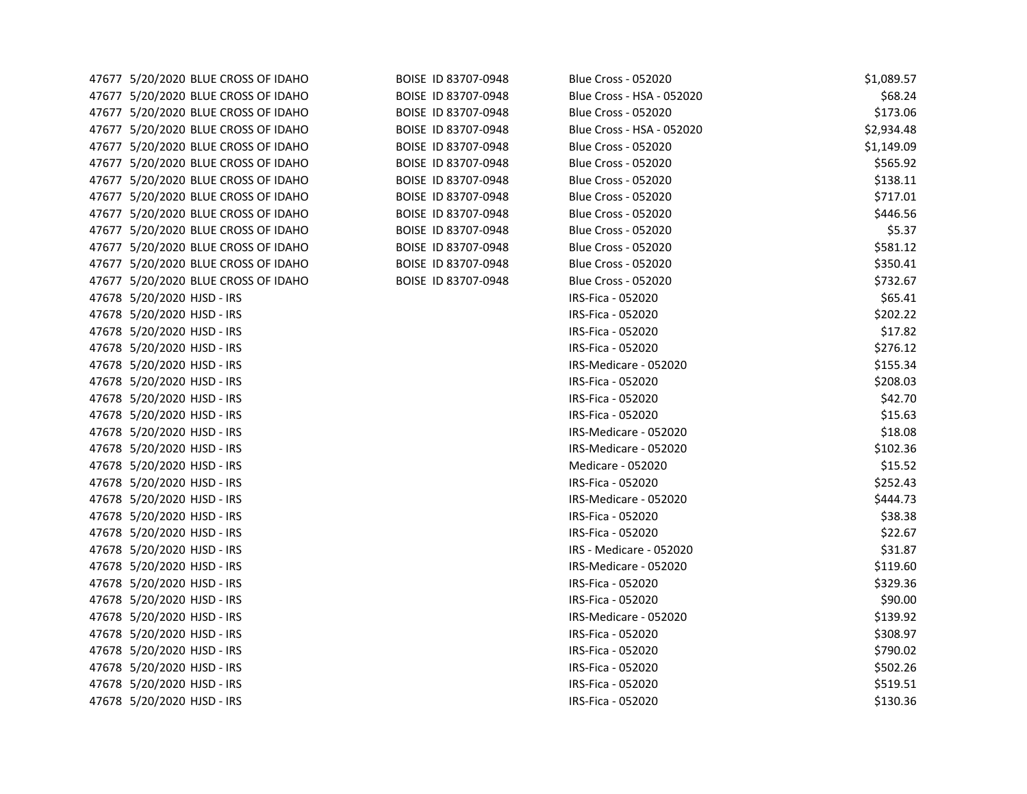| | | | | | |
|---|---|---|---|---|---|
| 47677 | 5/20/2020 | BLUE CROSS OF IDAHO | BOISE ID 83707-0948 | Blue Cross - 052020 | $1,089.57 |
| 47677 | 5/20/2020 | BLUE CROSS OF IDAHO | BOISE ID 83707-0948 | Blue Cross - HSA - 052020 | $68.24 |
| 47677 | 5/20/2020 | BLUE CROSS OF IDAHO | BOISE ID 83707-0948 | Blue Cross - 052020 | $173.06 |
| 47677 | 5/20/2020 | BLUE CROSS OF IDAHO | BOISE ID 83707-0948 | Blue Cross - HSA - 052020 | $2,934.48 |
| 47677 | 5/20/2020 | BLUE CROSS OF IDAHO | BOISE ID 83707-0948 | Blue Cross - 052020 | $1,149.09 |
| 47677 | 5/20/2020 | BLUE CROSS OF IDAHO | BOISE ID 83707-0948 | Blue Cross - 052020 | $565.92 |
| 47677 | 5/20/2020 | BLUE CROSS OF IDAHO | BOISE ID 83707-0948 | Blue Cross - 052020 | $138.11 |
| 47677 | 5/20/2020 | BLUE CROSS OF IDAHO | BOISE ID 83707-0948 | Blue Cross - 052020 | $717.01 |
| 47677 | 5/20/2020 | BLUE CROSS OF IDAHO | BOISE ID 83707-0948 | Blue Cross - 052020 | $446.56 |
| 47677 | 5/20/2020 | BLUE CROSS OF IDAHO | BOISE ID 83707-0948 | Blue Cross - 052020 | $5.37 |
| 47677 | 5/20/2020 | BLUE CROSS OF IDAHO | BOISE ID 83707-0948 | Blue Cross - 052020 | $581.12 |
| 47677 | 5/20/2020 | BLUE CROSS OF IDAHO | BOISE ID 83707-0948 | Blue Cross - 052020 | $350.41 |
| 47677 | 5/20/2020 | BLUE CROSS OF IDAHO | BOISE ID 83707-0948 | Blue Cross - 052020 | $732.67 |
| 47678 | 5/20/2020 | HJSD - IRS | | IRS-Fica - 052020 | $65.41 |
| 47678 | 5/20/2020 | HJSD - IRS | | IRS-Fica - 052020 | $202.22 |
| 47678 | 5/20/2020 | HJSD - IRS | | IRS-Fica - 052020 | $17.82 |
| 47678 | 5/20/2020 | HJSD - IRS | | IRS-Fica - 052020 | $276.12 |
| 47678 | 5/20/2020 | HJSD - IRS | | IRS-Medicare - 052020 | $155.34 |
| 47678 | 5/20/2020 | HJSD - IRS | | IRS-Fica - 052020 | $208.03 |
| 47678 | 5/20/2020 | HJSD - IRS | | IRS-Fica - 052020 | $42.70 |
| 47678 | 5/20/2020 | HJSD - IRS | | IRS-Fica - 052020 | $15.63 |
| 47678 | 5/20/2020 | HJSD - IRS | | IRS-Medicare - 052020 | $18.08 |
| 47678 | 5/20/2020 | HJSD - IRS | | IRS-Medicare - 052020 | $102.36 |
| 47678 | 5/20/2020 | HJSD - IRS | | Medicare - 052020 | $15.52 |
| 47678 | 5/20/2020 | HJSD - IRS | | IRS-Fica - 052020 | $252.43 |
| 47678 | 5/20/2020 | HJSD - IRS | | IRS-Medicare - 052020 | $444.73 |
| 47678 | 5/20/2020 | HJSD - IRS | | IRS-Fica - 052020 | $38.38 |
| 47678 | 5/20/2020 | HJSD - IRS | | IRS-Fica - 052020 | $22.67 |
| 47678 | 5/20/2020 | HJSD - IRS | | IRS - Medicare - 052020 | $31.87 |
| 47678 | 5/20/2020 | HJSD - IRS | | IRS-Medicare - 052020 | $119.60 |
| 47678 | 5/20/2020 | HJSD - IRS | | IRS-Fica - 052020 | $329.36 |
| 47678 | 5/20/2020 | HJSD - IRS | | IRS-Fica - 052020 | $90.00 |
| 47678 | 5/20/2020 | HJSD - IRS | | IRS-Medicare - 052020 | $139.92 |
| 47678 | 5/20/2020 | HJSD - IRS | | IRS-Fica - 052020 | $308.97 |
| 47678 | 5/20/2020 | HJSD - IRS | | IRS-Fica - 052020 | $790.02 |
| 47678 | 5/20/2020 | HJSD - IRS | | IRS-Fica - 052020 | $502.26 |
| 47678 | 5/20/2020 | HJSD - IRS | | IRS-Fica - 052020 | $519.51 |
| 47678 | 5/20/2020 | HJSD - IRS | | IRS-Fica - 052020 | $130.36 |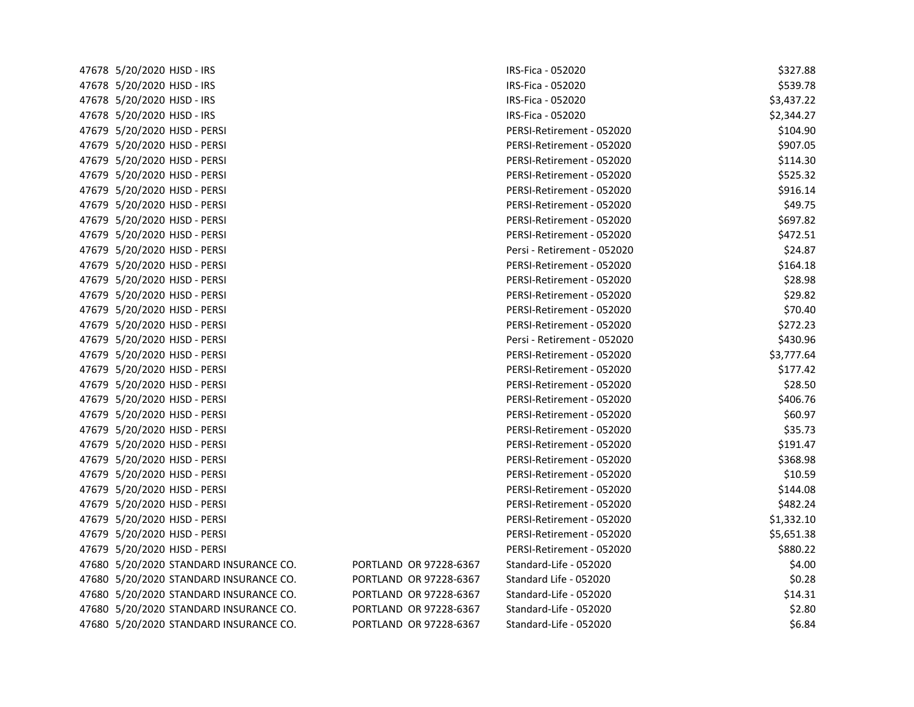| | | | | | |
|---|---|---|---|---|---|
| 47678 | 5/20/2020 | HJSD - IRS | | IRS-Fica - 052020 | $327.88 |
| 47678 | 5/20/2020 | HJSD - IRS | | IRS-Fica - 052020 | $539.78 |
| 47678 | 5/20/2020 | HJSD - IRS | | IRS-Fica - 052020 | $3,437.22 |
| 47678 | 5/20/2020 | HJSD - IRS | | IRS-Fica - 052020 | $2,344.27 |
| 47679 | 5/20/2020 | HJSD - PERSI | | PERSI-Retirement - 052020 | $104.90 |
| 47679 | 5/20/2020 | HJSD - PERSI | | PERSI-Retirement - 052020 | $907.05 |
| 47679 | 5/20/2020 | HJSD - PERSI | | PERSI-Retirement - 052020 | $114.30 |
| 47679 | 5/20/2020 | HJSD - PERSI | | PERSI-Retirement - 052020 | $525.32 |
| 47679 | 5/20/2020 | HJSD - PERSI | | PERSI-Retirement - 052020 | $916.14 |
| 47679 | 5/20/2020 | HJSD - PERSI | | PERSI-Retirement - 052020 | $49.75 |
| 47679 | 5/20/2020 | HJSD - PERSI | | PERSI-Retirement - 052020 | $697.82 |
| 47679 | 5/20/2020 | HJSD - PERSI | | PERSI-Retirement - 052020 | $472.51 |
| 47679 | 5/20/2020 | HJSD - PERSI | | Persi - Retirement - 052020 | $24.87 |
| 47679 | 5/20/2020 | HJSD - PERSI | | PERSI-Retirement - 052020 | $164.18 |
| 47679 | 5/20/2020 | HJSD - PERSI | | PERSI-Retirement - 052020 | $28.98 |
| 47679 | 5/20/2020 | HJSD - PERSI | | PERSI-Retirement - 052020 | $29.82 |
| 47679 | 5/20/2020 | HJSD - PERSI | | PERSI-Retirement - 052020 | $70.40 |
| 47679 | 5/20/2020 | HJSD - PERSI | | PERSI-Retirement - 052020 | $272.23 |
| 47679 | 5/20/2020 | HJSD - PERSI | | Persi - Retirement - 052020 | $430.96 |
| 47679 | 5/20/2020 | HJSD - PERSI | | PERSI-Retirement - 052020 | $3,777.64 |
| 47679 | 5/20/2020 | HJSD - PERSI | | PERSI-Retirement - 052020 | $177.42 |
| 47679 | 5/20/2020 | HJSD - PERSI | | PERSI-Retirement - 052020 | $28.50 |
| 47679 | 5/20/2020 | HJSD - PERSI | | PERSI-Retirement - 052020 | $406.76 |
| 47679 | 5/20/2020 | HJSD - PERSI | | PERSI-Retirement - 052020 | $60.97 |
| 47679 | 5/20/2020 | HJSD - PERSI | | PERSI-Retirement - 052020 | $35.73 |
| 47679 | 5/20/2020 | HJSD - PERSI | | PERSI-Retirement - 052020 | $191.47 |
| 47679 | 5/20/2020 | HJSD - PERSI | | PERSI-Retirement - 052020 | $368.98 |
| 47679 | 5/20/2020 | HJSD - PERSI | | PERSI-Retirement - 052020 | $10.59 |
| 47679 | 5/20/2020 | HJSD - PERSI | | PERSI-Retirement - 052020 | $144.08 |
| 47679 | 5/20/2020 | HJSD - PERSI | | PERSI-Retirement - 052020 | $482.24 |
| 47679 | 5/20/2020 | HJSD - PERSI | | PERSI-Retirement - 052020 | $1,332.10 |
| 47679 | 5/20/2020 | HJSD - PERSI | | PERSI-Retirement - 052020 | $5,651.38 |
| 47679 | 5/20/2020 | HJSD - PERSI | | PERSI-Retirement - 052020 | $880.22 |
| 47680 | 5/20/2020 | STANDARD INSURANCE CO. | PORTLAND OR 97228-6367 | Standard-Life - 052020 | $4.00 |
| 47680 | 5/20/2020 | STANDARD INSURANCE CO. | PORTLAND OR 97228-6367 | Standard Life - 052020 | $0.28 |
| 47680 | 5/20/2020 | STANDARD INSURANCE CO. | PORTLAND OR 97228-6367 | Standard-Life - 052020 | $14.31 |
| 47680 | 5/20/2020 | STANDARD INSURANCE CO. | PORTLAND OR 97228-6367 | Standard-Life - 052020 | $2.80 |
| 47680 | 5/20/2020 | STANDARD INSURANCE CO. | PORTLAND OR 97228-6367 | Standard-Life - 052020 | $6.84 |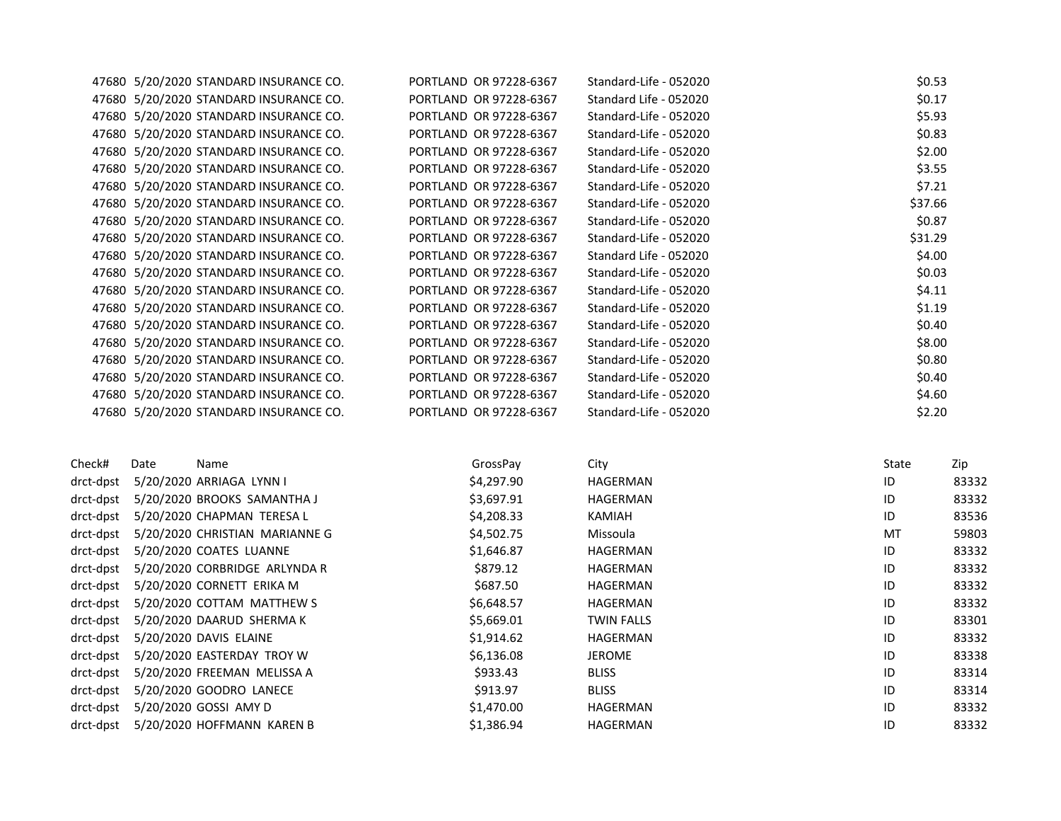| | | | | | |
|---|---|---|---|---|---|
| 47680 | 5/20/2020 | STANDARD INSURANCE CO. | PORTLAND OR 97228-6367 | Standard-Life - 052020 | $0.53 |
| 47680 | 5/20/2020 | STANDARD INSURANCE CO. | PORTLAND OR 97228-6367 | Standard Life - 052020 | $0.17 |
| 47680 | 5/20/2020 | STANDARD INSURANCE CO. | PORTLAND OR 97228-6367 | Standard-Life - 052020 | $5.93 |
| 47680 | 5/20/2020 | STANDARD INSURANCE CO. | PORTLAND OR 97228-6367 | Standard-Life - 052020 | $0.83 |
| 47680 | 5/20/2020 | STANDARD INSURANCE CO. | PORTLAND OR 97228-6367 | Standard-Life - 052020 | $2.00 |
| 47680 | 5/20/2020 | STANDARD INSURANCE CO. | PORTLAND OR 97228-6367 | Standard-Life - 052020 | $3.55 |
| 47680 | 5/20/2020 | STANDARD INSURANCE CO. | PORTLAND OR 97228-6367 | Standard-Life - 052020 | $7.21 |
| 47680 | 5/20/2020 | STANDARD INSURANCE CO. | PORTLAND OR 97228-6367 | Standard-Life - 052020 | $37.66 |
| 47680 | 5/20/2020 | STANDARD INSURANCE CO. | PORTLAND OR 97228-6367 | Standard-Life - 052020 | $0.87 |
| 47680 | 5/20/2020 | STANDARD INSURANCE CO. | PORTLAND OR 97228-6367 | Standard-Life - 052020 | $31.29 |
| 47680 | 5/20/2020 | STANDARD INSURANCE CO. | PORTLAND OR 97228-6367 | Standard Life - 052020 | $4.00 |
| 47680 | 5/20/2020 | STANDARD INSURANCE CO. | PORTLAND OR 97228-6367 | Standard-Life - 052020 | $0.03 |
| 47680 | 5/20/2020 | STANDARD INSURANCE CO. | PORTLAND OR 97228-6367 | Standard-Life - 052020 | $4.11 |
| 47680 | 5/20/2020 | STANDARD INSURANCE CO. | PORTLAND OR 97228-6367 | Standard-Life - 052020 | $1.19 |
| 47680 | 5/20/2020 | STANDARD INSURANCE CO. | PORTLAND OR 97228-6367 | Standard-Life - 052020 | $0.40 |
| 47680 | 5/20/2020 | STANDARD INSURANCE CO. | PORTLAND OR 97228-6367 | Standard-Life - 052020 | $8.00 |
| 47680 | 5/20/2020 | STANDARD INSURANCE CO. | PORTLAND OR 97228-6367 | Standard-Life - 052020 | $0.80 |
| 47680 | 5/20/2020 | STANDARD INSURANCE CO. | PORTLAND OR 97228-6367 | Standard-Life - 052020 | $0.40 |
| 47680 | 5/20/2020 | STANDARD INSURANCE CO. | PORTLAND OR 97228-6367 | Standard-Life - 052020 | $4.60 |
| 47680 | 5/20/2020 | STANDARD INSURANCE CO. | PORTLAND OR 97228-6367 | Standard-Life - 052020 | $2.20 |

| Check# | Date | Name | GrossPay | City | State | Zip |
|---|---|---|---|---|---|---|
| drct-dpst | 5/20/2020 | ARRIAGA LYNN I | $4,297.90 | HAGERMAN | ID | 83332 |
| drct-dpst | 5/20/2020 | BROOKS SAMANTHA J | $3,697.91 | HAGERMAN | ID | 83332 |
| drct-dpst | 5/20/2020 | CHAPMAN TERESA L | $4,208.33 | KAMIAH | ID | 83536 |
| drct-dpst | 5/20/2020 | CHRISTIAN MARIANNE G | $4,502.75 | Missoula | MT | 59803 |
| drct-dpst | 5/20/2020 | COATES LUANNE | $1,646.87 | HAGERMAN | ID | 83332 |
| drct-dpst | 5/20/2020 | CORBRIDGE ARLYNDA R | $879.12 | HAGERMAN | ID | 83332 |
| drct-dpst | 5/20/2020 | CORNETT ERIKA M | $687.50 | HAGERMAN | ID | 83332 |
| drct-dpst | 5/20/2020 | COTTAM MATTHEW S | $6,648.57 | HAGERMAN | ID | 83332 |
| drct-dpst | 5/20/2020 | DAARUD SHERMA K | $5,669.01 | TWIN FALLS | ID | 83301 |
| drct-dpst | 5/20/2020 | DAVIS ELAINE | $1,914.62 | HAGERMAN | ID | 83332 |
| drct-dpst | 5/20/2020 | EASTERDAY TROY W | $6,136.08 | JEROME | ID | 83338 |
| drct-dpst | 5/20/2020 | FREEMAN MELISSA A | $933.43 | BLISS | ID | 83314 |
| drct-dpst | 5/20/2020 | GOODRO LANECE | $913.97 | BLISS | ID | 83314 |
| drct-dpst | 5/20/2020 | GOSSI AMY D | $1,470.00 | HAGERMAN | ID | 83332 |
| drct-dpst | 5/20/2020 | HOFFMANN KAREN B | $1,386.94 | HAGERMAN | ID | 83332 |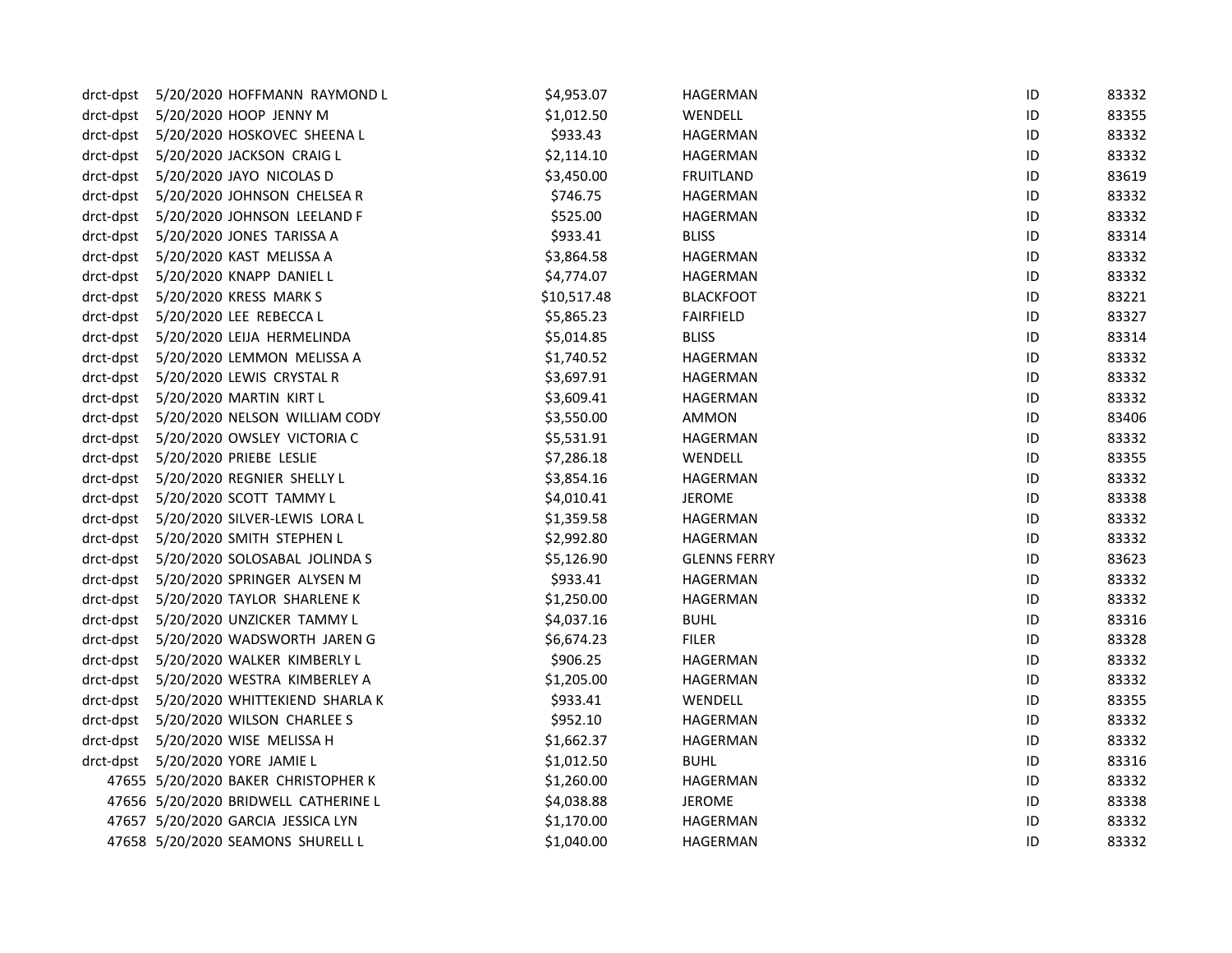| | | | | | | |
|---|---|---|---|---|---|---|
| drct-dpst | 5/20/2020 | HOFFMANN RAYMOND L | $4,953.07 | HAGERMAN | ID | 83332 |
| drct-dpst | 5/20/2020 | HOOP JENNY M | $1,012.50 | WENDELL | ID | 83355 |
| drct-dpst | 5/20/2020 | HOSKOVEC SHEENA L | $933.43 | HAGERMAN | ID | 83332 |
| drct-dpst | 5/20/2020 | JACKSON CRAIG L | $2,114.10 | HAGERMAN | ID | 83332 |
| drct-dpst | 5/20/2020 | JAYO NICOLAS D | $3,450.00 | FRUITLAND | ID | 83619 |
| drct-dpst | 5/20/2020 | JOHNSON CHELSEA R | $746.75 | HAGERMAN | ID | 83332 |
| drct-dpst | 5/20/2020 | JOHNSON LEELAND F | $525.00 | HAGERMAN | ID | 83332 |
| drct-dpst | 5/20/2020 | JONES TARISSA A | $933.41 | BLISS | ID | 83314 |
| drct-dpst | 5/20/2020 | KAST MELISSA A | $3,864.58 | HAGERMAN | ID | 83332 |
| drct-dpst | 5/20/2020 | KNAPP DANIEL L | $4,774.07 | HAGERMAN | ID | 83332 |
| drct-dpst | 5/20/2020 | KRESS MARK S | $10,517.48 | BLACKFOOT | ID | 83221 |
| drct-dpst | 5/20/2020 | LEE REBECCA L | $5,865.23 | FAIRFIELD | ID | 83327 |
| drct-dpst | 5/20/2020 | LEIJA HERMELINDA | $5,014.85 | BLISS | ID | 83314 |
| drct-dpst | 5/20/2020 | LEMMON MELISSA A | $1,740.52 | HAGERMAN | ID | 83332 |
| drct-dpst | 5/20/2020 | LEWIS CRYSTAL R | $3,697.91 | HAGERMAN | ID | 83332 |
| drct-dpst | 5/20/2020 | MARTIN KIRT L | $3,609.41 | HAGERMAN | ID | 83332 |
| drct-dpst | 5/20/2020 | NELSON WILLIAM CODY | $3,550.00 | AMMON | ID | 83406 |
| drct-dpst | 5/20/2020 | OWSLEY VICTORIA C | $5,531.91 | HAGERMAN | ID | 83332 |
| drct-dpst | 5/20/2020 | PRIEBE LESLIE | $7,286.18 | WENDELL | ID | 83355 |
| drct-dpst | 5/20/2020 | REGNIER SHELLY L | $3,854.16 | HAGERMAN | ID | 83332 |
| drct-dpst | 5/20/2020 | SCOTT TAMMY L | $4,010.41 | JEROME | ID | 83338 |
| drct-dpst | 5/20/2020 | SILVER-LEWIS LORA L | $1,359.58 | HAGERMAN | ID | 83332 |
| drct-dpst | 5/20/2020 | SMITH STEPHEN L | $2,992.80 | HAGERMAN | ID | 83332 |
| drct-dpst | 5/20/2020 | SOLOSABAL JOLINDA S | $5,126.90 | GLENNS FERRY | ID | 83623 |
| drct-dpst | 5/20/2020 | SPRINGER ALYSEN M | $933.41 | HAGERMAN | ID | 83332 |
| drct-dpst | 5/20/2020 | TAYLOR SHARLENE K | $1,250.00 | HAGERMAN | ID | 83332 |
| drct-dpst | 5/20/2020 | UNZICKER TAMMY L | $4,037.16 | BUHL | ID | 83316 |
| drct-dpst | 5/20/2020 | WADSWORTH JAREN G | $6,674.23 | FILER | ID | 83328 |
| drct-dpst | 5/20/2020 | WALKER KIMBERLY L | $906.25 | HAGERMAN | ID | 83332 |
| drct-dpst | 5/20/2020 | WESTRA KIMBERLEY A | $1,205.00 | HAGERMAN | ID | 83332 |
| drct-dpst | 5/20/2020 | WHITTEKIEND SHARLA K | $933.41 | WENDELL | ID | 83355 |
| drct-dpst | 5/20/2020 | WILSON CHARLEE S | $952.10 | HAGERMAN | ID | 83332 |
| drct-dpst | 5/20/2020 | WISE MELISSA H | $1,662.37 | HAGERMAN | ID | 83332 |
| drct-dpst | 5/20/2020 | YORE JAMIE L | $1,012.50 | BUHL | ID | 83316 |
| 47655 | 5/20/2020 | BAKER CHRISTOPHER K | $1,260.00 | HAGERMAN | ID | 83332 |
| 47656 | 5/20/2020 | BRIDWELL CATHERINE L | $4,038.88 | JEROME | ID | 83338 |
| 47657 | 5/20/2020 | GARCIA JESSICA LYN | $1,170.00 | HAGERMAN | ID | 83332 |
| 47658 | 5/20/2020 | SEAMONS SHURELL L | $1,040.00 | HAGERMAN | ID | 83332 |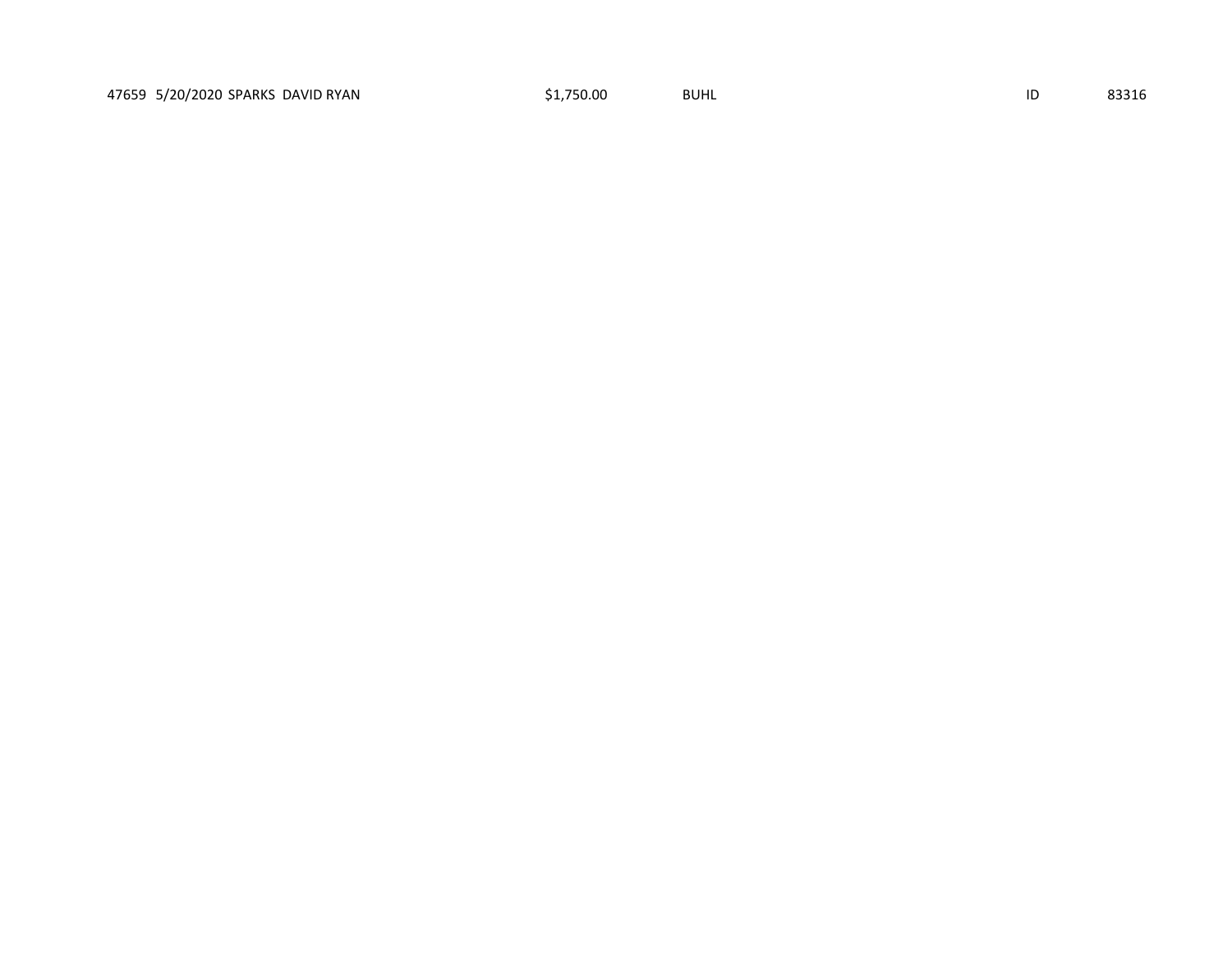| | | | | | | |
|---|---|---|---|---|---|---|
| 47659 | 5/20/2020 | SPARKS DAVID RYAN | $1,750.00 | BUHL | ID | 83316 |